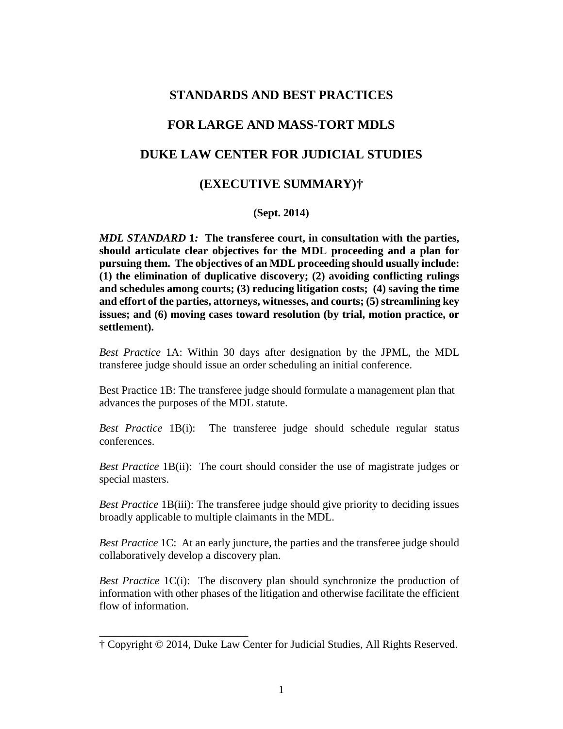# STANDARDS AND BEST PRACTICES

# FOR LARGE AND MASS-TORT MDLS

# DUKE LAW CENTER FOR JUDICIAL STUDIES

# (EXECUTIVE SUMMARY)†

**(Sept. 2014)**

***MDL STANDARD* 1*:* The transferee court, in consultation with the parties, should articulate clear objectives for the MDL proceeding and a plan for pursuing them. The objectives of an MDL proceeding should usually include: (1) the elimination of duplicative discovery; (2) avoiding conflicting rulings and schedules among courts; (3) reducing litigation costs; (4) saving the time and effort of the parties, attorneys, witnesses, and courts; (5) streamlining key issues; and (6) moving cases toward resolution (by trial, motion practice, or settlement).**

*Best Practice* 1A: Within 30 days after designation by the JPML, the MDL transferee judge should issue an order scheduling an initial conference.

Best Practice 1B: The transferee judge should formulate a management plan that advances the purposes of the MDL statute.

*Best Practice* 1B(i): The transferee judge should schedule regular status conferences.

*Best Practice* 1B(ii): The court should consider the use of magistrate judges or special masters.

*Best Practice* 1B(iii): The transferee judge should give priority to deciding issues broadly applicable to multiple claimants in the MDL.

*Best Practice* 1C: At an early juncture, the parties and the transferee judge should collaboratively develop a discovery plan.

*Best Practice* 1C(i): The discovery plan should synchronize the production of information with other phases of the litigation and otherwise facilitate the efficient flow of information.

---

† Copyright © 2014, Duke Law Center for Judicial Studies, All Rights Reserved.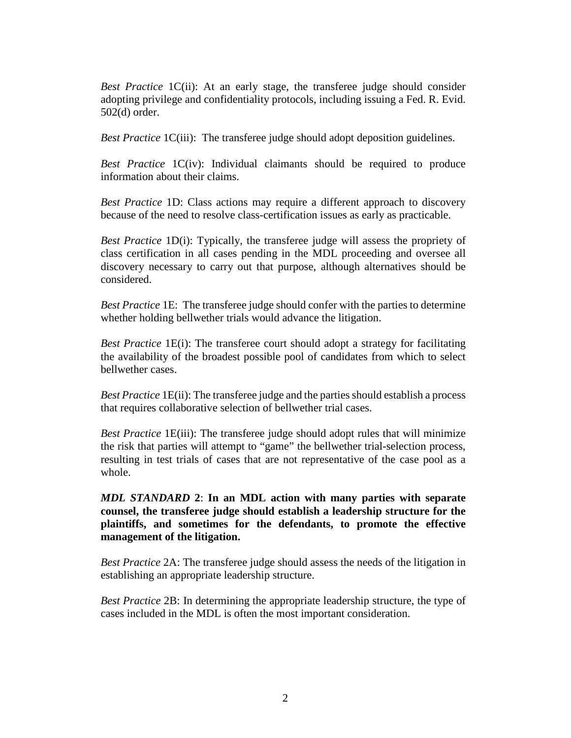*Best Practice* 1C(ii): At an early stage, the transferee judge should consider adopting privilege and confidentiality protocols, including issuing a Fed. R. Evid. 502(d) order.

*Best Practice* 1C(iii): The transferee judge should adopt deposition guidelines.

*Best Practice* 1C(iv): Individual claimants should be required to produce information about their claims.

*Best Practice* 1D: Class actions may require a different approach to discovery because of the need to resolve class-certification issues as early as practicable.

*Best Practice* 1D(i): Typically, the transferee judge will assess the propriety of class certification in all cases pending in the MDL proceeding and oversee all discovery necessary to carry out that purpose, although alternatives should be considered.

*Best Practice* 1E: The transferee judge should confer with the parties to determine whether holding bellwether trials would advance the litigation.

*Best Practice* 1E(i): The transferee court should adopt a strategy for facilitating the availability of the broadest possible pool of candidates from which to select bellwether cases.

*Best Practice* 1E(ii): The transferee judge and the parties should establish a process that requires collaborative selection of bellwether trial cases.

*Best Practice* 1E(iii): The transferee judge should adopt rules that will minimize the risk that parties will attempt to "game" the bellwether trial-selection process, resulting in test trials of cases that are not representative of the case pool as a whole.

***MDL STANDARD* 2**: **In an MDL action with many parties with separate counsel, the transferee judge should establish a leadership structure for the plaintiffs, and sometimes for the defendants, to promote the effective management of the litigation.**

*Best Practice* 2A: The transferee judge should assess the needs of the litigation in establishing an appropriate leadership structure.

*Best Practice* 2B: In determining the appropriate leadership structure, the type of cases included in the MDL is often the most important consideration.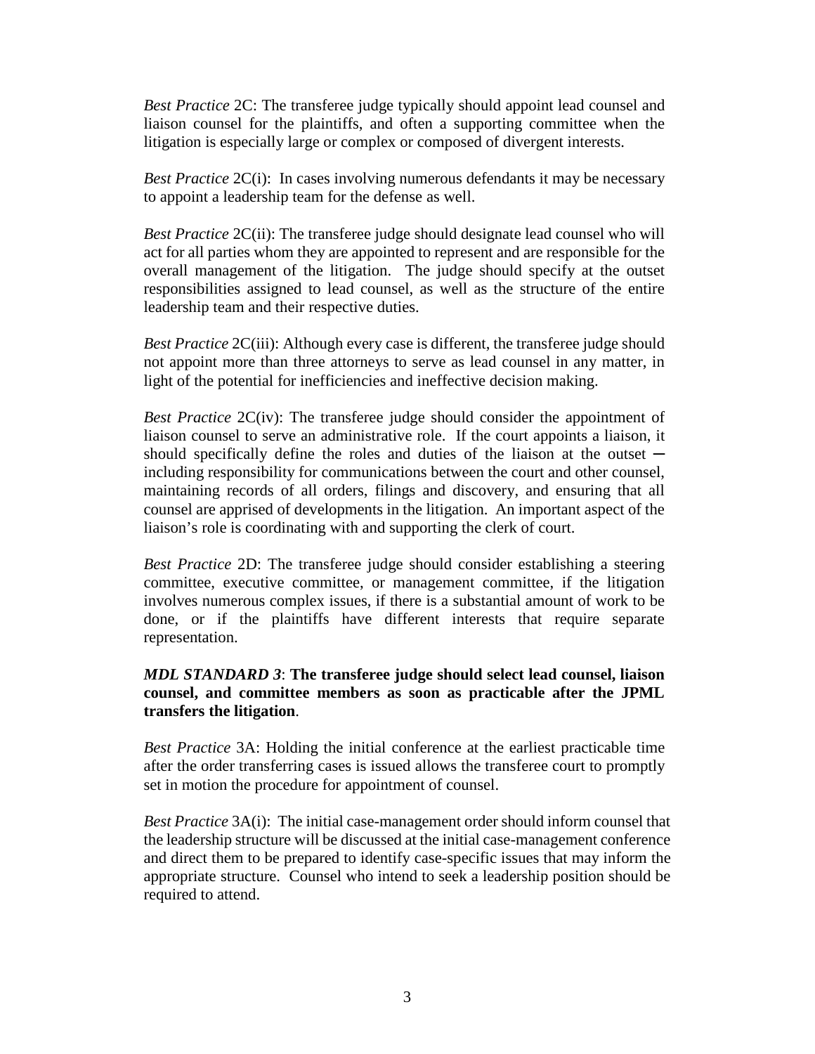*Best Practice* 2C: The transferee judge typically should appoint lead counsel and liaison counsel for the plaintiffs, and often a supporting committee when the litigation is especially large or complex or composed of divergent interests.

*Best Practice* 2C(i): In cases involving numerous defendants it may be necessary to appoint a leadership team for the defense as well.

*Best Practice* 2C(ii): The transferee judge should designate lead counsel who will act for all parties whom they are appointed to represent and are responsible for the overall management of the litigation. The judge should specify at the outset responsibilities assigned to lead counsel, as well as the structure of the entire leadership team and their respective duties.

*Best Practice* 2C(iii): Although every case is different, the transferee judge should not appoint more than three attorneys to serve as lead counsel in any matter, in light of the potential for inefficiencies and ineffective decision making.

*Best Practice* 2C(iv): The transferee judge should consider the appointment of liaison counsel to serve an administrative role. If the court appoints a liaison, it should specifically define the roles and duties of the liaison at the outset ─ including responsibility for communications between the court and other counsel, maintaining records of all orders, filings and discovery, and ensuring that all counsel are apprised of developments in the litigation. An important aspect of the liaison's role is coordinating with and supporting the clerk of court.

*Best Practice* 2D: The transferee judge should consider establishing a steering committee, executive committee, or management committee, if the litigation involves numerous complex issues, if there is a substantial amount of work to be done, or if the plaintiffs have different interests that require separate representation.

***MDL STANDARD 3*: The transferee judge should select lead counsel, liaison counsel, and committee members as soon as practicable after the JPML transfers the litigation**.

*Best Practice* 3A: Holding the initial conference at the earliest practicable time after the order transferring cases is issued allows the transferee court to promptly set in motion the procedure for appointment of counsel.

*Best Practice* 3A(i): The initial case-management order should inform counsel that the leadership structure will be discussed at the initial case-management conference and direct them to be prepared to identify case-specific issues that may inform the appropriate structure. Counsel who intend to seek a leadership position should be required to attend.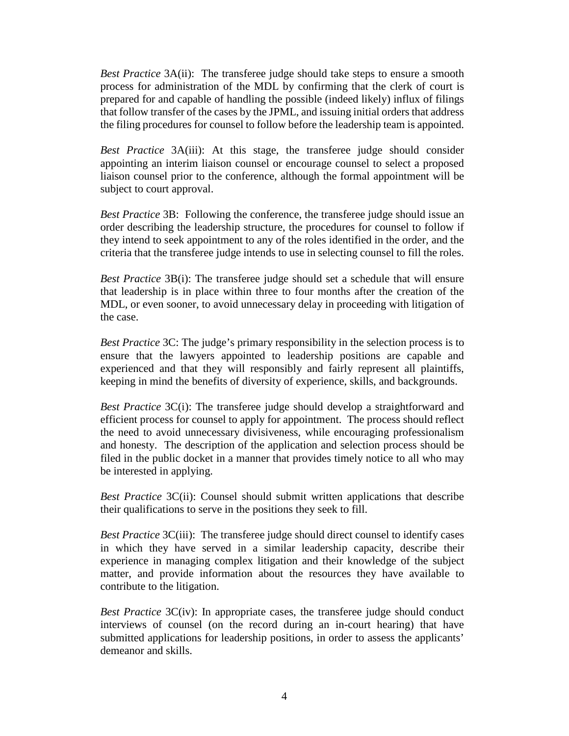*Best Practice* 3A(ii): The transferee judge should take steps to ensure a smooth process for administration of the MDL by confirming that the clerk of court is prepared for and capable of handling the possible (indeed likely) influx of filings that follow transfer of the cases by the JPML, and issuing initial orders that address the filing procedures for counsel to follow before the leadership team is appointed.

*Best Practice* 3A(iii): At this stage, the transferee judge should consider appointing an interim liaison counsel or encourage counsel to select a proposed liaison counsel prior to the conference, although the formal appointment will be subject to court approval.

*Best Practice* 3B: Following the conference, the transferee judge should issue an order describing the leadership structure, the procedures for counsel to follow if they intend to seek appointment to any of the roles identified in the order, and the criteria that the transferee judge intends to use in selecting counsel to fill the roles.

*Best Practice* 3B(i): The transferee judge should set a schedule that will ensure that leadership is in place within three to four months after the creation of the MDL, or even sooner, to avoid unnecessary delay in proceeding with litigation of the case.

*Best Practice* 3C: The judge's primary responsibility in the selection process is to ensure that the lawyers appointed to leadership positions are capable and experienced and that they will responsibly and fairly represent all plaintiffs, keeping in mind the benefits of diversity of experience, skills, and backgrounds.

*Best Practice* 3C(i): The transferee judge should develop a straightforward and efficient process for counsel to apply for appointment. The process should reflect the need to avoid unnecessary divisiveness, while encouraging professionalism and honesty. The description of the application and selection process should be filed in the public docket in a manner that provides timely notice to all who may be interested in applying.

*Best Practice* 3C(ii): Counsel should submit written applications that describe their qualifications to serve in the positions they seek to fill.

*Best Practice* 3C(iii): The transferee judge should direct counsel to identify cases in which they have served in a similar leadership capacity, describe their experience in managing complex litigation and their knowledge of the subject matter, and provide information about the resources they have available to contribute to the litigation.

*Best Practice* 3C(iv): In appropriate cases, the transferee judge should conduct interviews of counsel (on the record during an in-court hearing) that have submitted applications for leadership positions, in order to assess the applicants' demeanor and skills.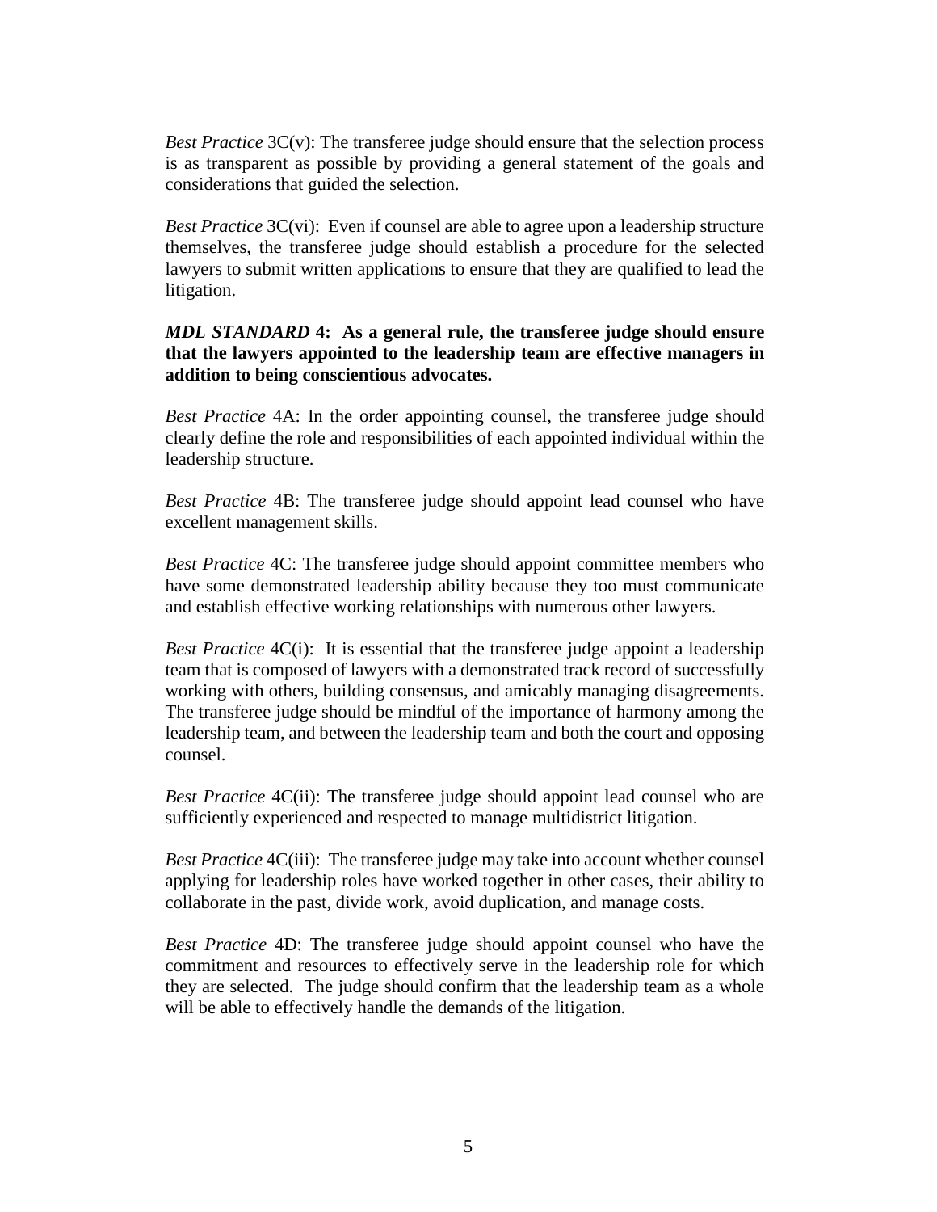*Best Practice* 3C(v): The transferee judge should ensure that the selection process is as transparent as possible by providing a general statement of the goals and considerations that guided the selection.

*Best Practice* 3C(vi): Even if counsel are able to agree upon a leadership structure themselves, the transferee judge should establish a procedure for the selected lawyers to submit written applications to ensure that they are qualified to lead the litigation.

***MDL STANDARD* 4: As a general rule, the transferee judge should ensure that the lawyers appointed to the leadership team are effective managers in addition to being conscientious advocates.**

*Best Practice* 4A: In the order appointing counsel, the transferee judge should clearly define the role and responsibilities of each appointed individual within the leadership structure.

*Best Practice* 4B: The transferee judge should appoint lead counsel who have excellent management skills.

*Best Practice* 4C: The transferee judge should appoint committee members who have some demonstrated leadership ability because they too must communicate and establish effective working relationships with numerous other lawyers.

*Best Practice* 4C(i): It is essential that the transferee judge appoint a leadership team that is composed of lawyers with a demonstrated track record of successfully working with others, building consensus, and amicably managing disagreements. The transferee judge should be mindful of the importance of harmony among the leadership team, and between the leadership team and both the court and opposing counsel.

*Best Practice* 4C(ii): The transferee judge should appoint lead counsel who are sufficiently experienced and respected to manage multidistrict litigation.

*Best Practice* 4C(iii): The transferee judge may take into account whether counsel applying for leadership roles have worked together in other cases, their ability to collaborate in the past, divide work, avoid duplication, and manage costs.

*Best Practice* 4D: The transferee judge should appoint counsel who have the commitment and resources to effectively serve in the leadership role for which they are selected. The judge should confirm that the leadership team as a whole will be able to effectively handle the demands of the litigation.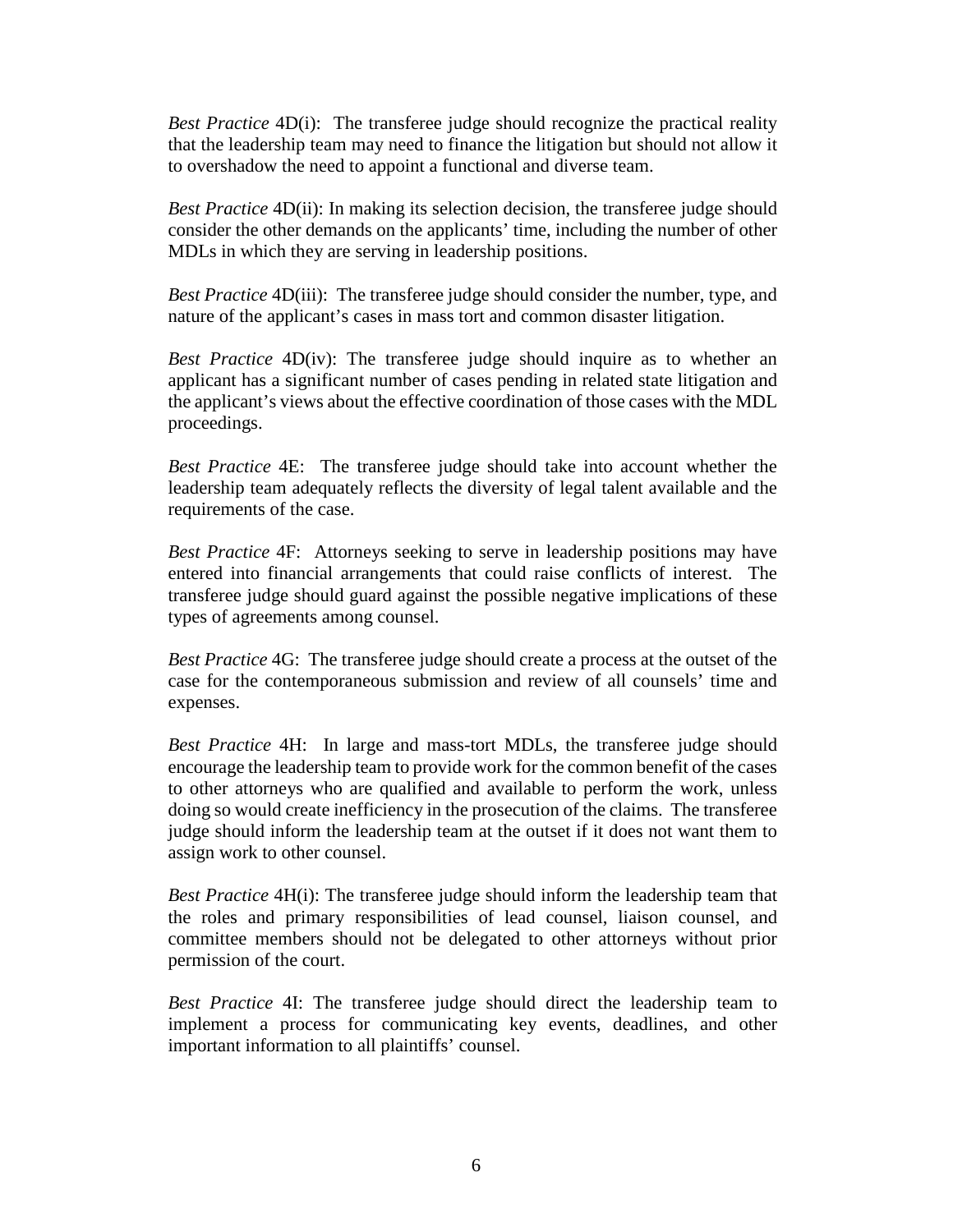*Best Practice* 4D(i): The transferee judge should recognize the practical reality that the leadership team may need to finance the litigation but should not allow it to overshadow the need to appoint a functional and diverse team.

*Best Practice* 4D(ii): In making its selection decision, the transferee judge should consider the other demands on the applicants' time, including the number of other MDLs in which they are serving in leadership positions.

*Best Practice* 4D(iii): The transferee judge should consider the number, type, and nature of the applicant's cases in mass tort and common disaster litigation.

*Best Practice* 4D(iv): The transferee judge should inquire as to whether an applicant has a significant number of cases pending in related state litigation and the applicant's views about the effective coordination of those cases with the MDL proceedings.

*Best Practice* 4E: The transferee judge should take into account whether the leadership team adequately reflects the diversity of legal talent available and the requirements of the case.

*Best Practice* 4F: Attorneys seeking to serve in leadership positions may have entered into financial arrangements that could raise conflicts of interest. The transferee judge should guard against the possible negative implications of these types of agreements among counsel.

*Best Practice* 4G: The transferee judge should create a process at the outset of the case for the contemporaneous submission and review of all counsels' time and expenses.

*Best Practice* 4H: In large and mass-tort MDLs, the transferee judge should encourage the leadership team to provide work for the common benefit of the cases to other attorneys who are qualified and available to perform the work, unless doing so would create inefficiency in the prosecution of the claims. The transferee judge should inform the leadership team at the outset if it does not want them to assign work to other counsel.

*Best Practice* 4H(i): The transferee judge should inform the leadership team that the roles and primary responsibilities of lead counsel, liaison counsel, and committee members should not be delegated to other attorneys without prior permission of the court.

*Best Practice* 4I: The transferee judge should direct the leadership team to implement a process for communicating key events, deadlines, and other important information to all plaintiffs' counsel.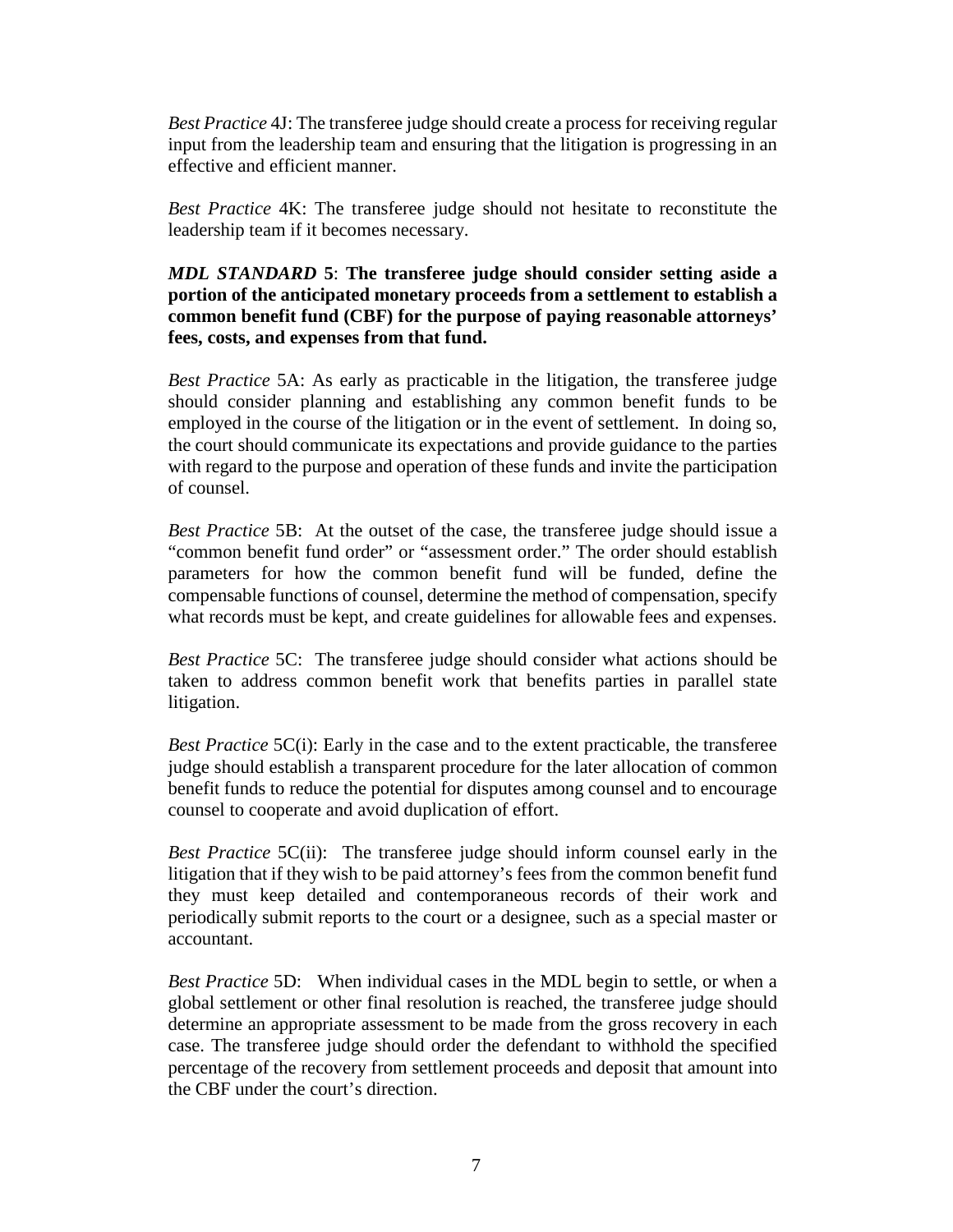*Best Practice* 4J: The transferee judge should create a process for receiving regular input from the leadership team and ensuring that the litigation is progressing in an effective and efficient manner.

*Best Practice* 4K: The transferee judge should not hesitate to reconstitute the leadership team if it becomes necessary.

***MDL STANDARD* 5**: **The transferee judge should consider setting aside a portion of the anticipated monetary proceeds from a settlement to establish a common benefit fund (CBF) for the purpose of paying reasonable attorneys' fees, costs, and expenses from that fund.**

*Best Practice* 5A: As early as practicable in the litigation, the transferee judge should consider planning and establishing any common benefit funds to be employed in the course of the litigation or in the event of settlement. In doing so, the court should communicate its expectations and provide guidance to the parties with regard to the purpose and operation of these funds and invite the participation of counsel.

*Best Practice* 5B: At the outset of the case, the transferee judge should issue a "common benefit fund order" or "assessment order." The order should establish parameters for how the common benefit fund will be funded, define the compensable functions of counsel, determine the method of compensation, specify what records must be kept, and create guidelines for allowable fees and expenses.

*Best Practice* 5C: The transferee judge should consider what actions should be taken to address common benefit work that benefits parties in parallel state litigation.

*Best Practice* 5C(i): Early in the case and to the extent practicable, the transferee judge should establish a transparent procedure for the later allocation of common benefit funds to reduce the potential for disputes among counsel and to encourage counsel to cooperate and avoid duplication of effort.

*Best Practice* 5C(ii): The transferee judge should inform counsel early in the litigation that if they wish to be paid attorney's fees from the common benefit fund they must keep detailed and contemporaneous records of their work and periodically submit reports to the court or a designee, such as a special master or accountant.

*Best Practice* 5D: When individual cases in the MDL begin to settle, or when a global settlement or other final resolution is reached, the transferee judge should determine an appropriate assessment to be made from the gross recovery in each case. The transferee judge should order the defendant to withhold the specified percentage of the recovery from settlement proceeds and deposit that amount into the CBF under the court's direction.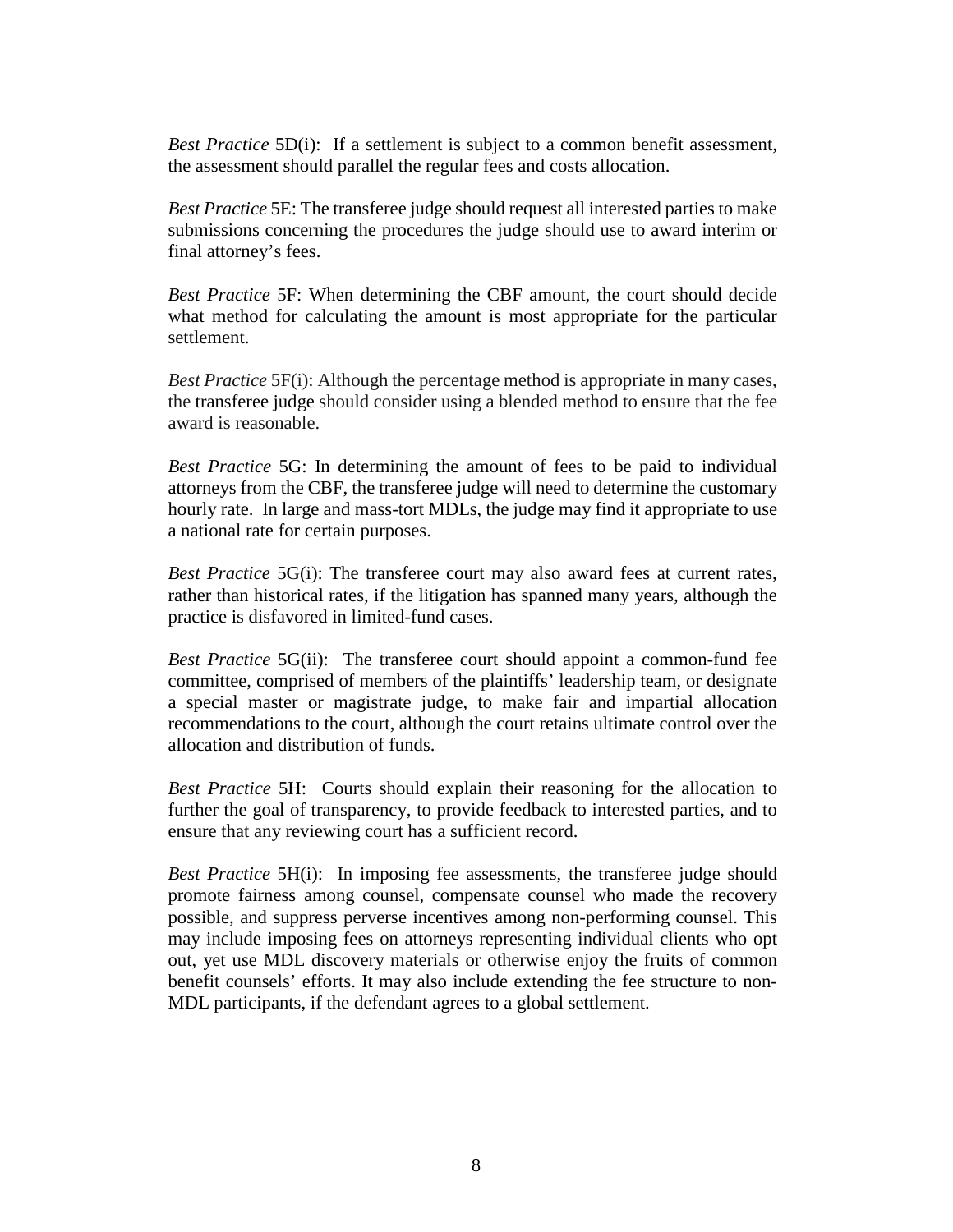*Best Practice* 5D(i): If a settlement is subject to a common benefit assessment, the assessment should parallel the regular fees and costs allocation.

*Best Practice* 5E: The transferee judge should request all interested parties to make submissions concerning the procedures the judge should use to award interim or final attorney's fees.

*Best Practice* 5F: When determining the CBF amount, the court should decide what method for calculating the amount is most appropriate for the particular settlement.

*Best Practice* 5F(i): Although the percentage method is appropriate in many cases, the transferee judge should consider using a blended method to ensure that the fee award is reasonable.

*Best Practice* 5G: In determining the amount of fees to be paid to individual attorneys from the CBF, the transferee judge will need to determine the customary hourly rate. In large and mass-tort MDLs, the judge may find it appropriate to use a national rate for certain purposes.

*Best Practice* 5G(i): The transferee court may also award fees at current rates, rather than historical rates, if the litigation has spanned many years, although the practice is disfavored in limited-fund cases.

*Best Practice* 5G(ii): The transferee court should appoint a common-fund fee committee, comprised of members of the plaintiffs' leadership team, or designate a special master or magistrate judge, to make fair and impartial allocation recommendations to the court, although the court retains ultimate control over the allocation and distribution of funds.

*Best Practice* 5H: Courts should explain their reasoning for the allocation to further the goal of transparency, to provide feedback to interested parties, and to ensure that any reviewing court has a sufficient record.

*Best Practice* 5H(i): In imposing fee assessments, the transferee judge should promote fairness among counsel, compensate counsel who made the recovery possible, and suppress perverse incentives among non-performing counsel. This may include imposing fees on attorneys representing individual clients who opt out, yet use MDL discovery materials or otherwise enjoy the fruits of common benefit counsels' efforts. It may also include extending the fee structure to non-MDL participants, if the defendant agrees to a global settlement.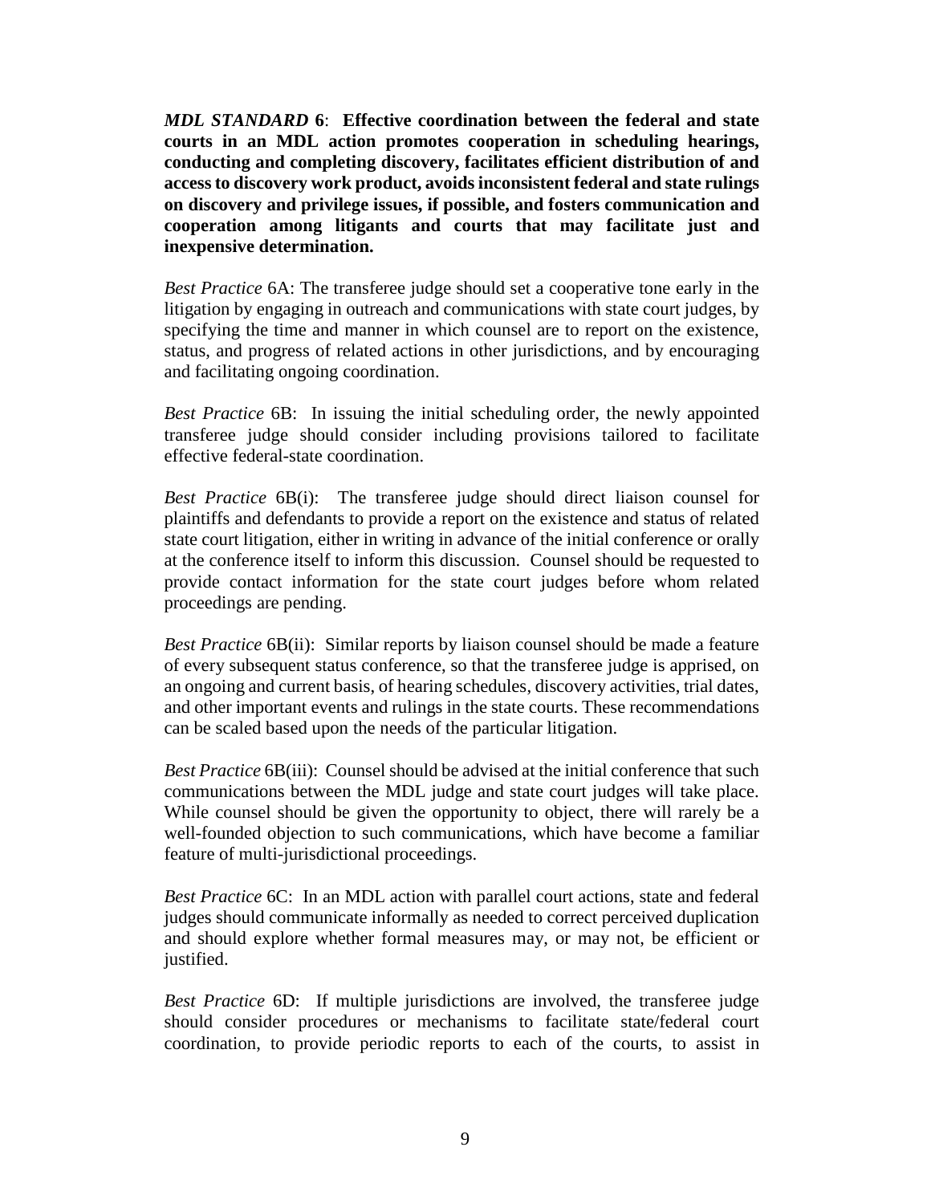***MDL STANDARD* 6**: **Effective coordination between the federal and state courts in an MDL action promotes cooperation in scheduling hearings, conducting and completing discovery, facilitates efficient distribution of and access to discovery work product, avoids inconsistent federal and state rulings on discovery and privilege issues, if possible, and fosters communication and cooperation among litigants and courts that may facilitate just and inexpensive determination.**

*Best Practice* 6A: The transferee judge should set a cooperative tone early in the litigation by engaging in outreach and communications with state court judges, by specifying the time and manner in which counsel are to report on the existence, status, and progress of related actions in other jurisdictions, and by encouraging and facilitating ongoing coordination.

*Best Practice* 6B: In issuing the initial scheduling order, the newly appointed transferee judge should consider including provisions tailored to facilitate effective federal-state coordination.

*Best Practice* 6B(i): The transferee judge should direct liaison counsel for plaintiffs and defendants to provide a report on the existence and status of related state court litigation, either in writing in advance of the initial conference or orally at the conference itself to inform this discussion. Counsel should be requested to provide contact information for the state court judges before whom related proceedings are pending.

*Best Practice* 6B(ii): Similar reports by liaison counsel should be made a feature of every subsequent status conference, so that the transferee judge is apprised, on an ongoing and current basis, of hearing schedules, discovery activities, trial dates, and other important events and rulings in the state courts. These recommendations can be scaled based upon the needs of the particular litigation.

*Best Practice* 6B(iii): Counsel should be advised at the initial conference that such communications between the MDL judge and state court judges will take place. While counsel should be given the opportunity to object, there will rarely be a well-founded objection to such communications, which have become a familiar feature of multi-jurisdictional proceedings.

*Best Practice* 6C: In an MDL action with parallel court actions, state and federal judges should communicate informally as needed to correct perceived duplication and should explore whether formal measures may, or may not, be efficient or justified.

*Best Practice* 6D: If multiple jurisdictions are involved, the transferee judge should consider procedures or mechanisms to facilitate state/federal court coordination, to provide periodic reports to each of the courts, to assist in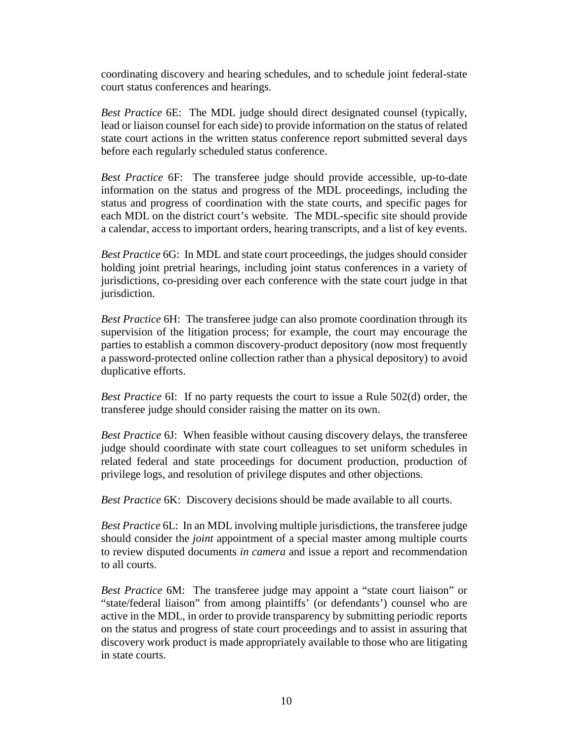coordinating discovery and hearing schedules, and to schedule joint federal-state court status conferences and hearings.

*Best Practice* 6E: The MDL judge should direct designated counsel (typically, lead or liaison counsel for each side) to provide information on the status of related state court actions in the written status conference report submitted several days before each regularly scheduled status conference.

*Best Practice* 6F: The transferee judge should provide accessible, up-to-date information on the status and progress of the MDL proceedings, including the status and progress of coordination with the state courts, and specific pages for each MDL on the district court's website. The MDL-specific site should provide a calendar, access to important orders, hearing transcripts, and a list of key events.

*Best Practice* 6G: In MDL and state court proceedings, the judges should consider holding joint pretrial hearings, including joint status conferences in a variety of jurisdictions, co-presiding over each conference with the state court judge in that jurisdiction.

*Best Practice* 6H: The transferee judge can also promote coordination through its supervision of the litigation process; for example, the court may encourage the parties to establish a common discovery-product depository (now most frequently a password-protected online collection rather than a physical depository) to avoid duplicative efforts.

*Best Practice* 6I: If no party requests the court to issue a Rule 502(d) order, the transferee judge should consider raising the matter on its own.

*Best Practice* 6J: When feasible without causing discovery delays, the transferee judge should coordinate with state court colleagues to set uniform schedules in related federal and state proceedings for document production, production of privilege logs, and resolution of privilege disputes and other objections.

*Best Practice* 6K: Discovery decisions should be made available to all courts.

*Best Practice* 6L: In an MDL involving multiple jurisdictions, the transferee judge should consider the *joint* appointment of a special master among multiple courts to review disputed documents *in camera* and issue a report and recommendation to all courts.

*Best Practice* 6M: The transferee judge may appoint a "state court liaison" or "state/federal liaison" from among plaintiffs' (or defendants') counsel who are active in the MDL, in order to provide transparency by submitting periodic reports on the status and progress of state court proceedings and to assist in assuring that discovery work product is made appropriately available to those who are litigating in state courts.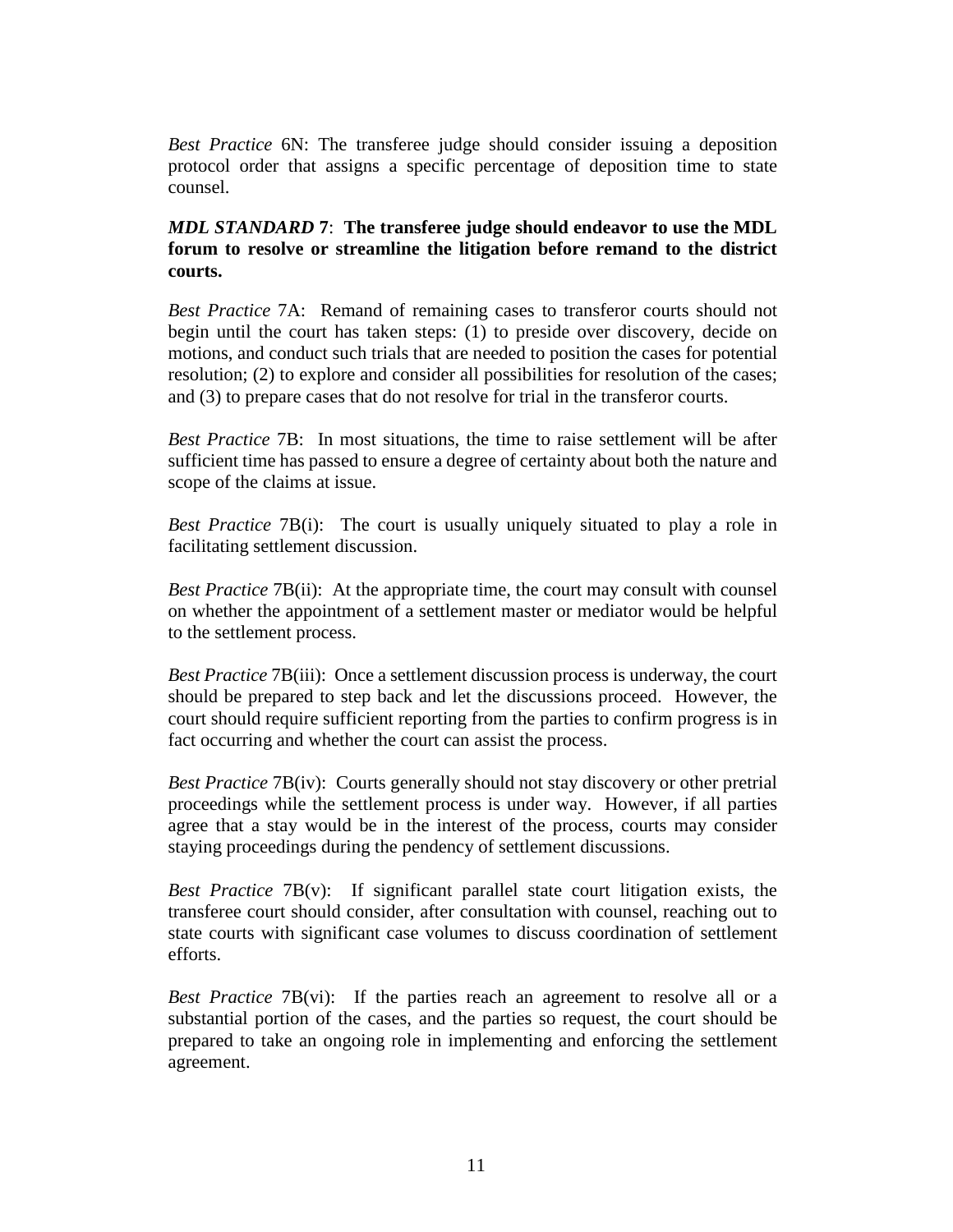*Best Practice* 6N: The transferee judge should consider issuing a deposition protocol order that assigns a specific percentage of deposition time to state counsel.

***MDL STANDARD* 7**: **The transferee judge should endeavor to use the MDL forum to resolve or streamline the litigation before remand to the district courts.**

*Best Practice* 7A: Remand of remaining cases to transferor courts should not begin until the court has taken steps: (1) to preside over discovery, decide on motions, and conduct such trials that are needed to position the cases for potential resolution; (2) to explore and consider all possibilities for resolution of the cases; and (3) to prepare cases that do not resolve for trial in the transferor courts.

*Best Practice* 7B: In most situations, the time to raise settlement will be after sufficient time has passed to ensure a degree of certainty about both the nature and scope of the claims at issue.

*Best Practice* 7B(i): The court is usually uniquely situated to play a role in facilitating settlement discussion.

*Best Practice* 7B(ii): At the appropriate time, the court may consult with counsel on whether the appointment of a settlement master or mediator would be helpful to the settlement process.

*Best Practice* 7B(iii): Once a settlement discussion process is underway, the court should be prepared to step back and let the discussions proceed. However, the court should require sufficient reporting from the parties to confirm progress is in fact occurring and whether the court can assist the process.

*Best Practice* 7B(iv): Courts generally should not stay discovery or other pretrial proceedings while the settlement process is under way. However, if all parties agree that a stay would be in the interest of the process, courts may consider staying proceedings during the pendency of settlement discussions.

*Best Practice* 7B(v): If significant parallel state court litigation exists, the transferee court should consider, after consultation with counsel, reaching out to state courts with significant case volumes to discuss coordination of settlement efforts.

*Best Practice* 7B(vi): If the parties reach an agreement to resolve all or a substantial portion of the cases, and the parties so request, the court should be prepared to take an ongoing role in implementing and enforcing the settlement agreement.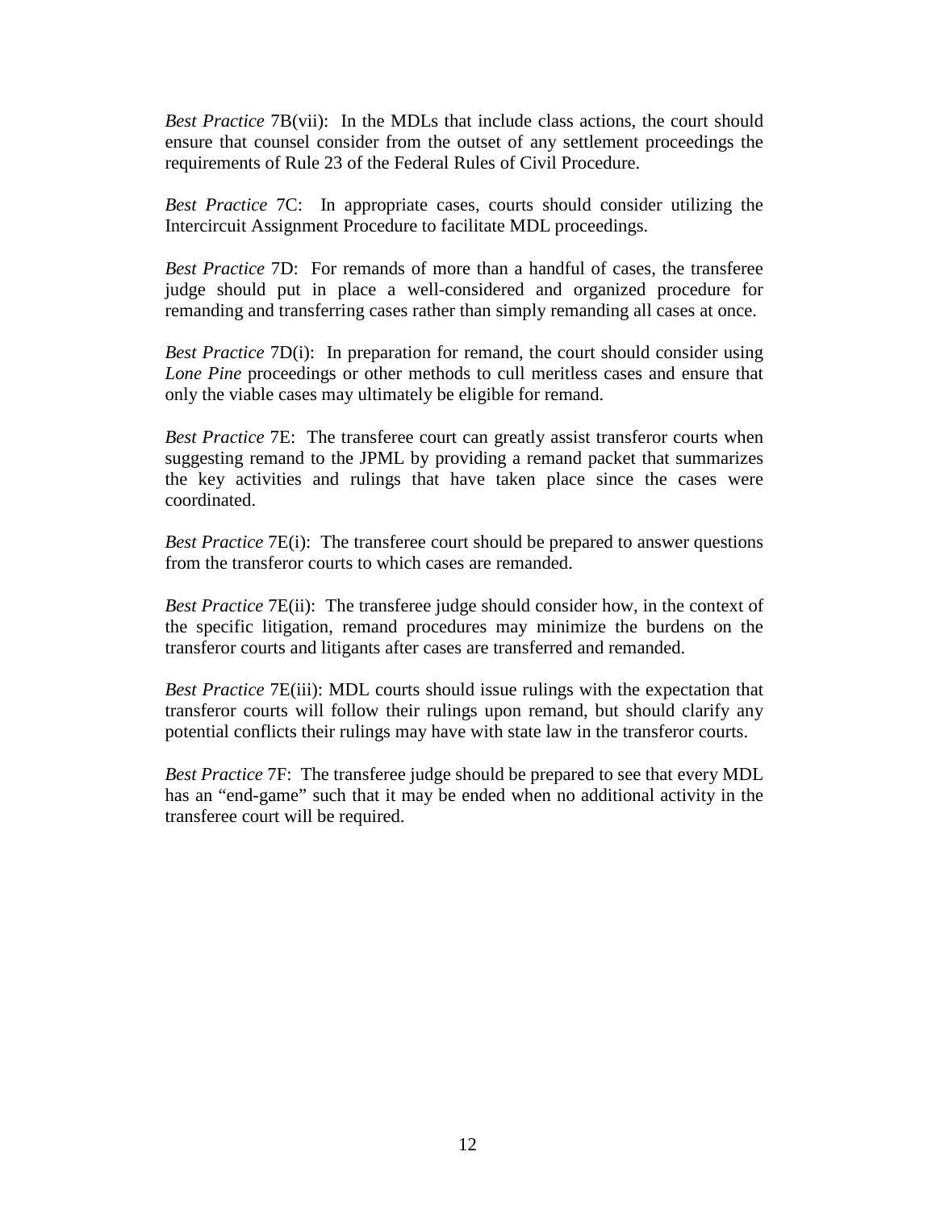*Best Practice* 7B(vii): In the MDLs that include class actions, the court should ensure that counsel consider from the outset of any settlement proceedings the requirements of Rule 23 of the Federal Rules of Civil Procedure.

*Best Practice* 7C: In appropriate cases, courts should consider utilizing the Intercircuit Assignment Procedure to facilitate MDL proceedings.

*Best Practice* 7D: For remands of more than a handful of cases, the transferee judge should put in place a well-considered and organized procedure for remanding and transferring cases rather than simply remanding all cases at once.

*Best Practice* 7D(i): In preparation for remand, the court should consider using *Lone Pine* proceedings or other methods to cull meritless cases and ensure that only the viable cases may ultimately be eligible for remand.

*Best Practice* 7E: The transferee court can greatly assist transferor courts when suggesting remand to the JPML by providing a remand packet that summarizes the key activities and rulings that have taken place since the cases were coordinated.

*Best Practice* 7E(i): The transferee court should be prepared to answer questions from the transferor courts to which cases are remanded.

*Best Practice* 7E(ii): The transferee judge should consider how, in the context of the specific litigation, remand procedures may minimize the burdens on the transferor courts and litigants after cases are transferred and remanded.

*Best Practice* 7E(iii): MDL courts should issue rulings with the expectation that transferor courts will follow their rulings upon remand, but should clarify any potential conflicts their rulings may have with state law in the transferor courts.

*Best Practice* 7F: The transferee judge should be prepared to see that every MDL has an "end-game" such that it may be ended when no additional activity in the transferee court will be required.